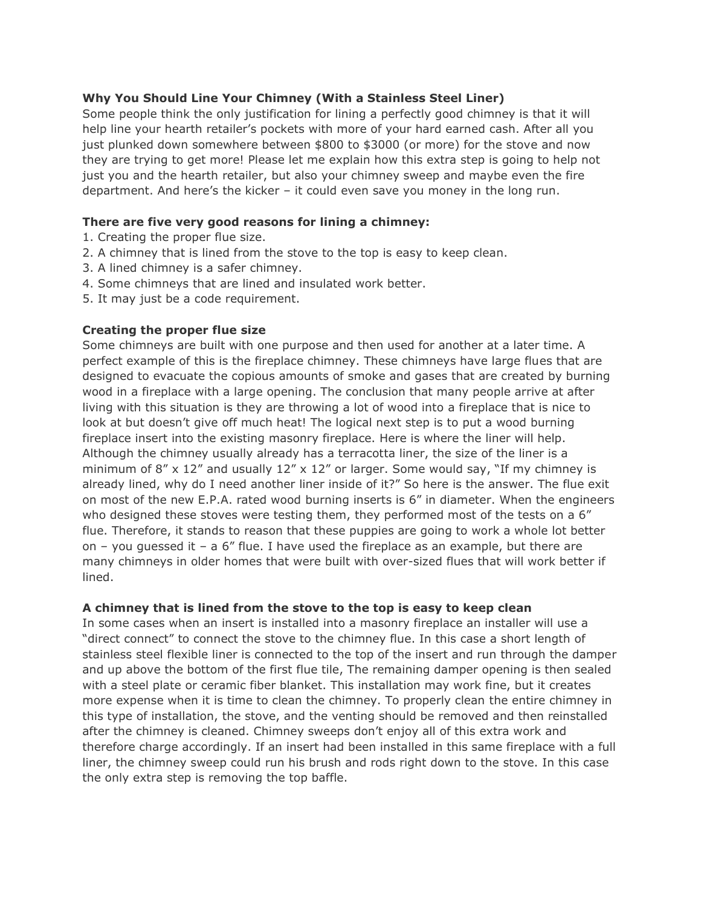**Why You Should Line Your Chimney (With a Stainless Steel Liner)**

Some people think the only justification for lining a perfectly good chimney is that it will help line your hearth retailer's pockets with more of your hard earned cash. After all you just plunked down somewhere between $800 to $3000 (or more) for the stove and now they are trying to get more! Please let me explain how this extra step is going to help not just you and the hearth retailer, but also your chimney sweep and maybe even the fire department. And here's the kicker – it could even save you money in the long run.

**There are five very good reasons for lining a chimney:**

1. Creating the proper flue size.
2. A chimney that is lined from the stove to the top is easy to keep clean.
3. A lined chimney is a safer chimney.
4. Some chimneys that are lined and insulated work better.
5. It may just be a code requirement.

**Creating the proper flue size**

Some chimneys are built with one purpose and then used for another at a later time. A perfect example of this is the fireplace chimney. These chimneys have large flues that are designed to evacuate the copious amounts of smoke and gases that are created by burning wood in a fireplace with a large opening. The conclusion that many people arrive at after living with this situation is they are throwing a lot of wood into a fireplace that is nice to look at but doesn't give off much heat! The logical next step is to put a wood burning fireplace insert into the existing masonry fireplace. Here is where the liner will help. Although the chimney usually already has a terracotta liner, the size of the liner is a minimum of 8″ x 12″ and usually 12″ x 12″ or larger. Some would say, "If my chimney is already lined, why do I need another liner inside of it?" So here is the answer. The flue exit on most of the new E.P.A. rated wood burning inserts is 6″ in diameter. When the engineers who designed these stoves were testing them, they performed most of the tests on a 6″ flue. Therefore, it stands to reason that these puppies are going to work a whole lot better on – you guessed it – a 6″ flue. I have used the fireplace as an example, but there are many chimneys in older homes that were built with over-sized flues that will work better if lined.

**A chimney that is lined from the stove to the top is easy to keep clean**

In some cases when an insert is installed into a masonry fireplace an installer will use a "direct connect" to connect the stove to the chimney flue. In this case a short length of stainless steel flexible liner is connected to the top of the insert and run through the damper and up above the bottom of the first flue tile, The remaining damper opening is then sealed with a steel plate or ceramic fiber blanket. This installation may work fine, but it creates more expense when it is time to clean the chimney. To properly clean the entire chimney in this type of installation, the stove, and the venting should be removed and then reinstalled after the chimney is cleaned. Chimney sweeps don't enjoy all of this extra work and therefore charge accordingly. If an insert had been installed in this same fireplace with a full liner, the chimney sweep could run his brush and rods right down to the stove. In this case the only extra step is removing the top baffle.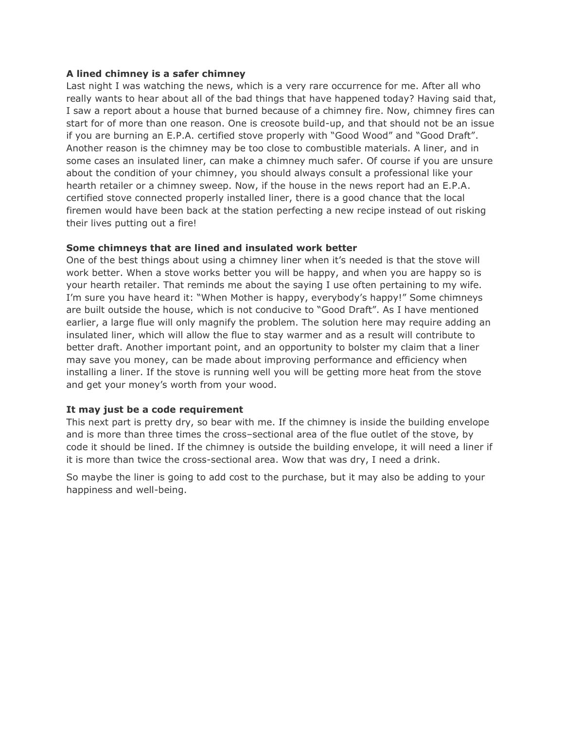**A lined chimney is a safer chimney**

Last night I was watching the news, which is a very rare occurrence for me. After all who really wants to hear about all of the bad things that have happened today? Having said that, I saw a report about a house that burned because of a chimney fire. Now, chimney fires can start for of more than one reason. One is creosote build-up, and that should not be an issue if you are burning an E.P.A. certified stove properly with "Good Wood" and "Good Draft". Another reason is the chimney may be too close to combustible materials. A liner, and in some cases an insulated liner, can make a chimney much safer. Of course if you are unsure about the condition of your chimney, you should always consult a professional like your hearth retailer or a chimney sweep. Now, if the house in the news report had an E.P.A. certified stove connected properly installed liner, there is a good chance that the local firemen would have been back at the station perfecting a new recipe instead of out risking their lives putting out a fire!

**Some chimneys that are lined and insulated work better**

One of the best things about using a chimney liner when it's needed is that the stove will work better. When a stove works better you will be happy, and when you are happy so is your hearth retailer. That reminds me about the saying I use often pertaining to my wife. I'm sure you have heard it: "When Mother is happy, everybody's happy!" Some chimneys are built outside the house, which is not conducive to "Good Draft". As I have mentioned earlier, a large flue will only magnify the problem. The solution here may require adding an insulated liner, which will allow the flue to stay warmer and as a result will contribute to better draft. Another important point, and an opportunity to bolster my claim that a liner may save you money, can be made about improving performance and efficiency when installing a liner. If the stove is running well you will be getting more heat from the stove and get your money's worth from your wood.

**It may just be a code requirement**

This next part is pretty dry, so bear with me. If the chimney is inside the building envelope and is more than three times the cross–sectional area of the flue outlet of the stove, by code it should be lined. If the chimney is outside the building envelope, it will need a liner if it is more than twice the cross-sectional area. Wow that was dry, I need a drink.

So maybe the liner is going to add cost to the purchase, but it may also be adding to your happiness and well-being.